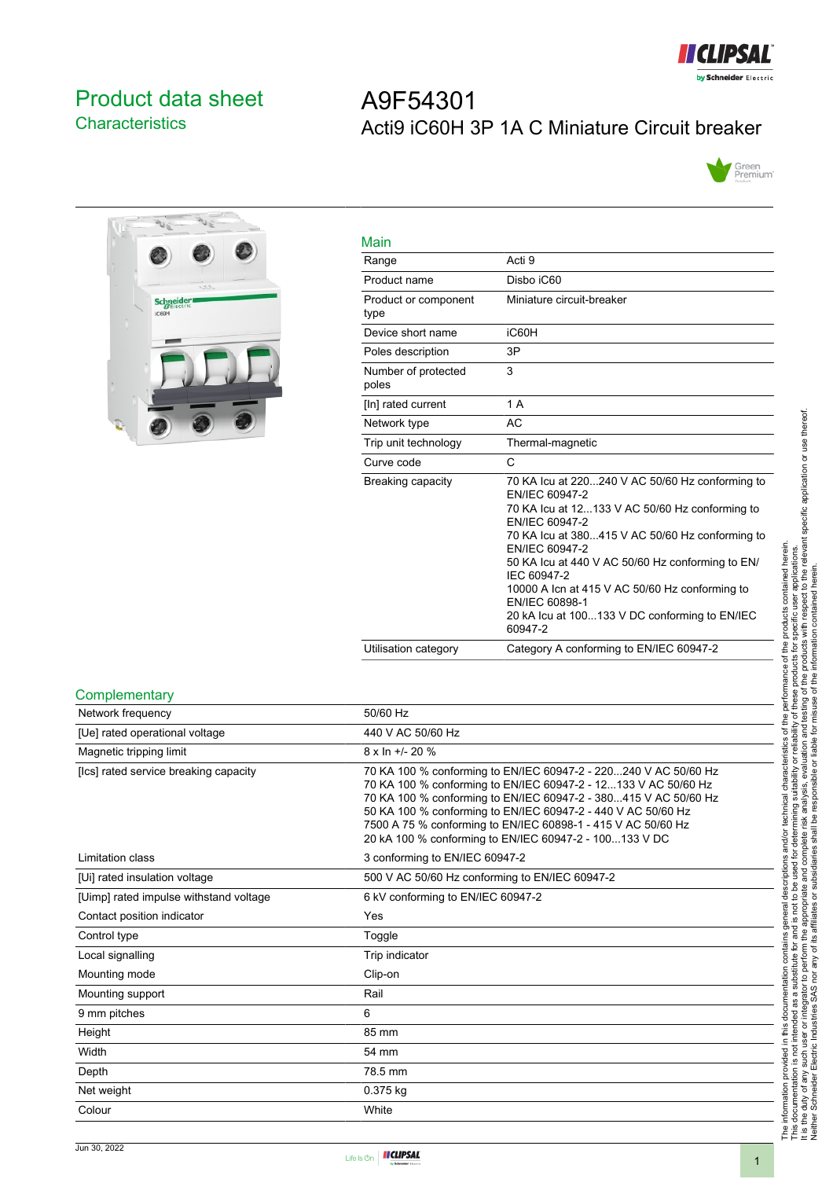# Product data sheet
## Characteristics

# A9F54301
## Acti9 iC60H 3P 1A C Miniature Circuit breaker

### Main

| | |
|---|---|
| Range | Acti 9 |
| Product name | Disbo iC60 |
| Product or component type | Miniature circuit-breaker |
| Device short name | iC60H |
| Poles description | 3P |
| Number of protected poles | 3 |
| [In] rated current | 1 A |
| Network type | AC |
| Trip unit technology | Thermal-magnetic |
| Curve code | C |
| Breaking capacity | 70 KA Icu at 220...240 V AC 50/60 Hz conforming to EN/IEC 60947-2<br>70 KA Icu at 12...133 V AC 50/60 Hz conforming to EN/IEC 60947-2<br>70 KA Icu at 380...415 V AC 50/60 Hz conforming to EN/IEC 60947-2<br>50 KA Icu at 440 V AC 50/60 Hz conforming to EN/IEC 60947-2<br>10000 A Icn at 415 V AC 50/60 Hz conforming to EN/IEC 60898-1<br>20 kA Icu at 100...133 V DC conforming to EN/IEC 60947-2 |
| Utilisation category | Category A conforming to EN/IEC 60947-2 |

### Complementary

| | |
|---|---|
| Network frequency | 50/60 Hz |
| [Ue] rated operational voltage | 440 V AC 50/60 Hz |
| Magnetic tripping limit | 8 x In +/- 20 % |
| [Ics] rated service breaking capacity | 70 KA 100 % conforming to EN/IEC 60947-2 - 220...240 V AC 50/60 Hz<br>70 KA 100 % conforming to EN/IEC 60947-2 - 12...133 V AC 50/60 Hz<br>70 KA 100 % conforming to EN/IEC 60947-2 - 380...415 V AC 50/60 Hz<br>50 KA 100 % conforming to EN/IEC 60947-2 - 440 V AC 50/60 Hz<br>7500 A 75 % conforming to EN/IEC 60898-1 - 415 V AC 50/60 Hz<br>20 kA 100 % conforming to EN/IEC 60947-2 - 100...133 V DC |
| Limitation class | 3 conforming to EN/IEC 60947-2 |
| [Ui] rated insulation voltage | 500 V AC 50/60 Hz conforming to EN/IEC 60947-2 |
| [Uimp] rated impulse withstand voltage | 6 kV conforming to EN/IEC 60947-2 |
| Contact position indicator | Yes |
| Control type | Toggle |
| Local signalling | Trip indicator |
| Mounting mode | Clip-on |
| Mounting support | Rail |
| 9 mm pitches | 6 |
| Height | 85 mm |
| Width | 54 mm |
| Depth | 78.5 mm |
| Net weight | 0.375 kg |
| Colour | White |

The information provided in this documentation contains general descriptions and/or technical characteristics of the performance of the products contained herein. This documentation is not intended as a substitute for and is not to be used for determining suitability or reliability of these products for specific user applications. It is the duty of any such user or integrator to perform the appropriate and complete risk analysis, evaluation and testing of the products with respect to the relevant specific application or use thereof. Neither Schneider Electric Industries SAS nor any of its affiliates or subsidiaries shall be responsible or liable for misuse of the information contained herein.

Jun 30, 2022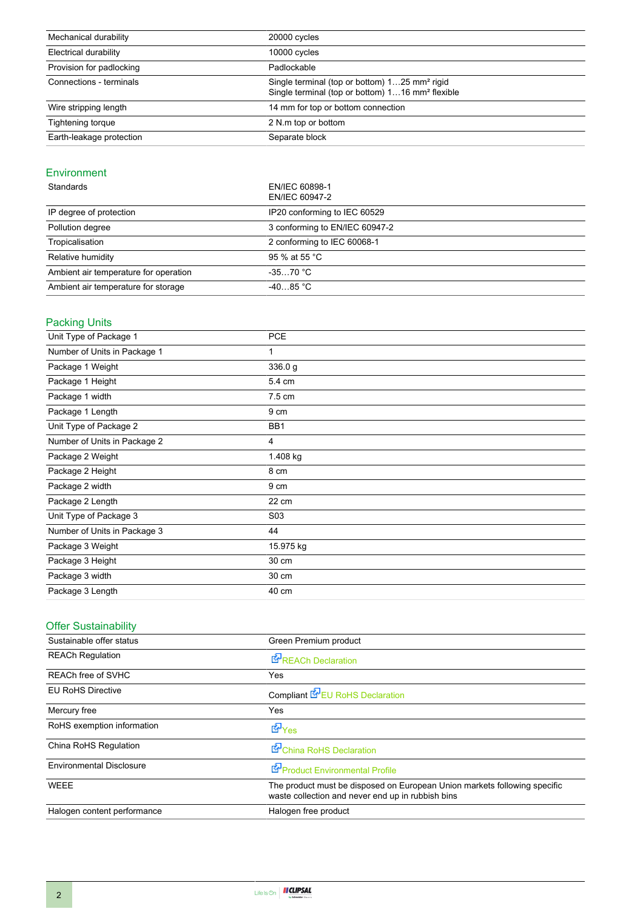| | |
|---|---|
| Mechanical durability | 20000 cycles |
| Electrical durability | 10000 cycles |
| Provision for padlocking | Padlockable |
| Connections - terminals | Single terminal (top or bottom) 1…25 mm² rigid<br>Single terminal (top or bottom) 1…16 mm² flexible |
| Wire stripping length | 14 mm for top or bottom connection |
| Tightening torque | 2 N.m top or bottom |
| Earth-leakage protection | Separate block |

## Environment

| | |
|---|---|
| Standards | EN/IEC 60898-1<br>EN/IEC 60947-2 |
| IP degree of protection | IP20 conforming to IEC 60529 |
| Pollution degree | 3 conforming to EN/IEC 60947-2 |
| Tropicalisation | 2 conforming to IEC 60068-1 |
| Relative humidity | 95 % at 55 °C |
| Ambient air temperature for operation | -35…70 °C |
| Ambient air temperature for storage | -40…85 °C |

## Packing Units

| | |
|---|---|
| Unit Type of Package 1 | PCE |
| Number of Units in Package 1 | 1 |
| Package 1 Weight | 336.0 g |
| Package 1 Height | 5.4 cm |
| Package 1 width | 7.5 cm |
| Package 1 Length | 9 cm |
| Unit Type of Package 2 | BB1 |
| Number of Units in Package 2 | 4 |
| Package 2 Weight | 1.408 kg |
| Package 2 Height | 8 cm |
| Package 2 width | 9 cm |
| Package 2 Length | 22 cm |
| Unit Type of Package 3 | S03 |
| Number of Units in Package 3 | 44 |
| Package 3 Weight | 15.975 kg |
| Package 3 Height | 30 cm |
| Package 3 width | 30 cm |
| Package 3 Length | 40 cm |

## Offer Sustainability

| | |
|---|---|
| Sustainable offer status | Green Premium product |
| REACh Regulation | REACh Declaration |
| REACh free of SVHC | Yes |
| EU RoHS Directive | Compliant EU RoHS Declaration |
| Mercury free | Yes |
| RoHS exemption information | Yes |
| China RoHS Regulation | China RoHS Declaration |
| Environmental Disclosure | Product Environmental Profile |
| WEEE | The product must be disposed on European Union markets following specific waste collection and never end up in rubbish bins |
| Halogen content performance | Halogen free product |